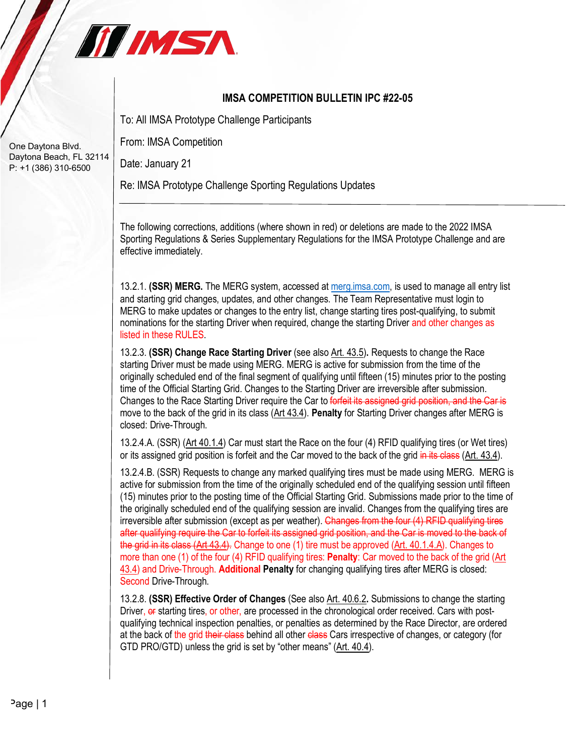One Daytona Blvd.
Daytona Beach, FL 32114
P: +1 (386) 310-6500

## IMSA COMPETITION BULLETIN IPC #22-05

To: All IMSA Prototype Challenge Participants

From: IMSA Competition

Date: January 21

Re: IMSA Prototype Challenge Sporting Regulations Updates

---

The following corrections, additions (where shown in red) or deletions are made to the 2022 IMSA Sporting Regulations & Series Supplementary Regulations for the IMSA Prototype Challenge and are effective immediately.

13.2.1. **(SSR) MERG.** The MERG system, accessed at merg.imsa.com, is used to manage all entry list and starting grid changes, updates, and other changes. The Team Representative must login to MERG to make updates or changes to the entry list, change starting tires post-qualifying, to submit nominations for the starting Driver when required, change the starting Driver and other changes as listed in these RULES.

13.2.3. **(SSR) Change Race Starting Driver** (see also Art. 43.5). Requests to change the Race starting Driver must be made using MERG. MERG is active for submission from the time of the originally scheduled end of the final segment of qualifying until fifteen (15) minutes prior to the posting time of the Official Starting Grid. Changes to the Starting Driver are irreversible after submission. Changes to the Race Starting Driver require the Car to ~~forfeit its assigned grid position, and the Car is~~ move to the back of the grid in its class (Art 43.4). **Penalty** for Starting Driver changes after MERG is closed: Drive-Through.

13.2.4.A. (SSR) (Art 40.1.4) Car must start the Race on the four (4) RFID qualifying tires (or Wet tires) or its assigned grid position is forfeit and the Car moved to the back of the grid ~~in its class~~ (Art. 43.4).

13.2.4.B. (SSR) Requests to change any marked qualifying tires must be made using MERG. MERG is active for submission from the time of the originally scheduled end of the qualifying session until fifteen (15) minutes prior to the posting time of the Official Starting Grid. Submissions made prior to the time of the originally scheduled end of the qualifying session are invalid. Changes from the qualifying tires are irreversible after submission (except as per weather). ~~Changes from the four (4) RFID qualifying tires after qualifying require the Car to forfeit its assigned grid position, and the Car is moved to the back of the grid in its class (Art 43.4).~~ Change to one (1) tire must be approved (Art. 40.1.4.A). Changes to more than one (1) of the four (4) RFID qualifying tires: **Penalty**: Car moved to the back of the grid (Art 43.4) and Drive-Through. **Additional Penalty** for changing qualifying tires after MERG is closed: Second Drive-Through.

13.2.8. **(SSR) Effective Order of Changes** (See also Art. 40.6.2**.** Submissions to change the starting Driver, ~~or~~ starting tires, or other, are processed in the chronological order received. Cars with post-qualifying technical inspection penalties, or penalties as determined by the Race Director, are ordered at the back of the grid ~~their class~~ behind all other ~~class~~ Cars irrespective of changes, or category (for GTD PRO/GTD) unless the grid is set by "other means" (Art. 40.4).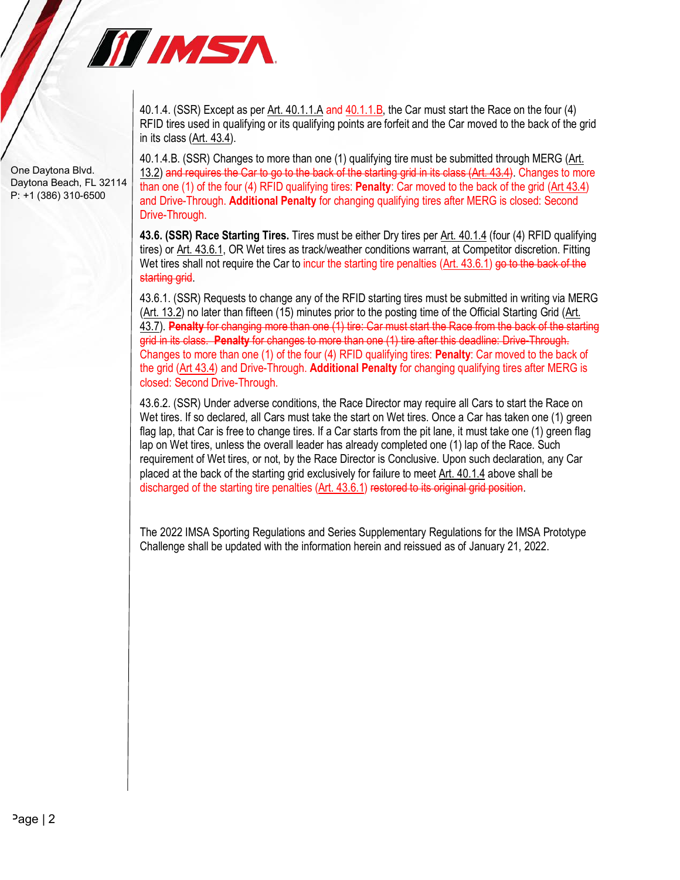40.1.4. (SSR) Except as per Art. 40.1.1.A and 40.1.1.B, the Car must start the Race on the four (4) RFID tires used in qualifying or its qualifying points are forfeit and the Car moved to the back of the grid in its class (Art. 43.4).

40.1.4.B. (SSR) Changes to more than one (1) qualifying tire must be submitted through MERG (Art. 13.2) ~~and requires the Car to go to the back of the starting grid in its class (Art. 43.4)~~. Changes to more than one (1) of the four (4) RFID qualifying tires: **Penalty**: Car moved to the back of the grid (Art 43.4) and Drive-Through. **Additional Penalty** for changing qualifying tires after MERG is closed: Second Drive-Through.

**43.6. (SSR) Race Starting Tires.** Tires must be either Dry tires per Art. 40.1.4 (four (4) RFID qualifying tires) or Art. 43.6.1, OR Wet tires as track/weather conditions warrant, at Competitor discretion. Fitting Wet tires shall not require the Car to incur the starting tire penalties (Art. 43.6.1) ~~go to the back of the starting grid~~.

43.6.1. (SSR) Requests to change any of the RFID starting tires must be submitted in writing via MERG (Art. 13.2) no later than fifteen (15) minutes prior to the posting time of the Official Starting Grid (Art. 43.7). ~~**Penalty** for changing more than one (1) tire: Car must start the Race from the back of the starting grid in its class. **Penalty** for changes to more than one (1) tire after this deadline: Drive-Through.~~ Changes to more than one (1) of the four (4) RFID qualifying tires: **Penalty**: Car moved to the back of the grid (Art 43.4) and Drive-Through. **Additional Penalty** for changing qualifying tires after MERG is closed: Second Drive-Through.

43.6.2. (SSR) Under adverse conditions, the Race Director may require all Cars to start the Race on Wet tires. If so declared, all Cars must take the start on Wet tires. Once a Car has taken one (1) green flag lap, that Car is free to change tires. If a Car starts from the pit lane, it must take one (1) green flag lap on Wet tires, unless the overall leader has already completed one (1) lap of the Race. Such requirement of Wet tires, or not, by the Race Director is Conclusive. Upon such declaration, any Car placed at the back of the starting grid exclusively for failure to meet Art. 40.1.4 above shall be discharged of the starting tire penalties (Art. 43.6.1) ~~restored to its original grid position~~.

The 2022 IMSA Sporting Regulations and Series Supplementary Regulations for the IMSA Prototype Challenge shall be updated with the information herein and reissued as of January 21, 2022.